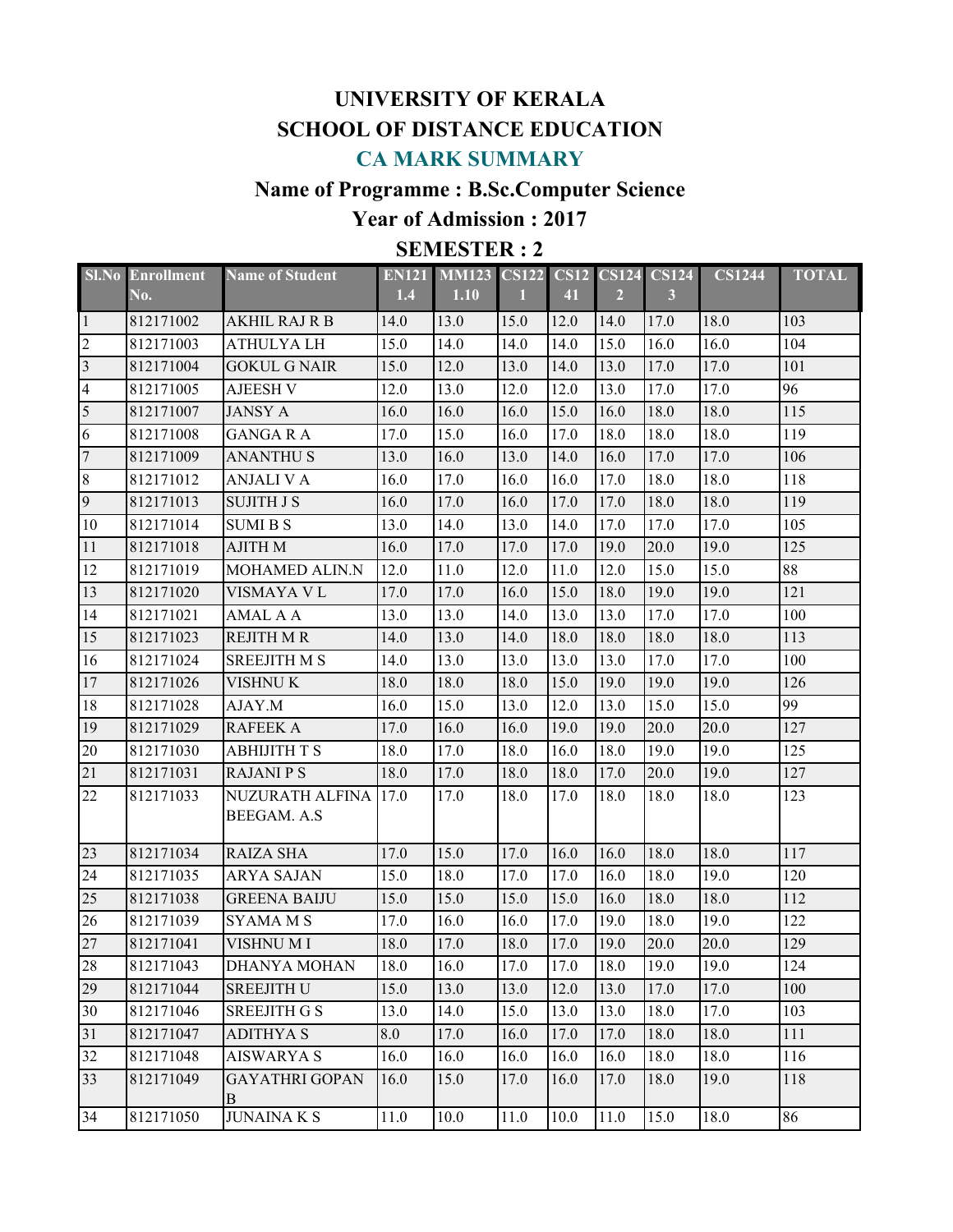# UNIVERSITY OF KERALA

## SCHOOL OF DISTANCE EDUCATION

## CA MARK SUMMARY

### Name of Programme : B.Sc.Computer Science

### Year of Admission : 2017

### SEMESTER : 2

| Sl.No | Enrollment No. | Name of Student | EN1211.4 | MM1231.10 | CS1221 | CS1241 | CS1242 | CS1243 | CS1244 | TOTAL |
|---|---|---|---|---|---|---|---|---|---|---|
| 1 | 812171002 | AKHIL RAJ R B | 14.0 | 13.0 | 15.0 | 12.0 | 14.0 | 17.0 | 18.0 | 103 |
| 2 | 812171003 | ATHULYA LH | 15.0 | 14.0 | 14.0 | 14.0 | 15.0 | 16.0 | 16.0 | 104 |
| 3 | 812171004 | GOKUL G NAIR | 15.0 | 12.0 | 13.0 | 14.0 | 13.0 | 17.0 | 17.0 | 101 |
| 4 | 812171005 | AJEESH V | 12.0 | 13.0 | 12.0 | 12.0 | 13.0 | 17.0 | 17.0 | 96 |
| 5 | 812171007 | JANSY A | 16.0 | 16.0 | 16.0 | 15.0 | 16.0 | 18.0 | 18.0 | 115 |
| 6 | 812171008 | GANGA R A | 17.0 | 15.0 | 16.0 | 17.0 | 18.0 | 18.0 | 18.0 | 119 |
| 7 | 812171009 | ANANTHU S | 13.0 | 16.0 | 13.0 | 14.0 | 16.0 | 17.0 | 17.0 | 106 |
| 8 | 812171012 | ANJALI V A | 16.0 | 17.0 | 16.0 | 16.0 | 17.0 | 18.0 | 18.0 | 118 |
| 9 | 812171013 | SUJITH J S | 16.0 | 17.0 | 16.0 | 17.0 | 17.0 | 18.0 | 18.0 | 119 |
| 10 | 812171014 | SUMI B S | 13.0 | 14.0 | 13.0 | 14.0 | 17.0 | 17.0 | 17.0 | 105 |
| 11 | 812171018 | AJITH M | 16.0 | 17.0 | 17.0 | 17.0 | 19.0 | 20.0 | 19.0 | 125 |
| 12 | 812171019 | MOHAMED ALIN.N | 12.0 | 11.0 | 12.0 | 11.0 | 12.0 | 15.0 | 15.0 | 88 |
| 13 | 812171020 | VISMAYA V L | 17.0 | 17.0 | 16.0 | 15.0 | 18.0 | 19.0 | 19.0 | 121 |
| 14 | 812171021 | AMAL A A | 13.0 | 13.0 | 14.0 | 13.0 | 13.0 | 17.0 | 17.0 | 100 |
| 15 | 812171023 | REJITH M R | 14.0 | 13.0 | 14.0 | 18.0 | 18.0 | 18.0 | 18.0 | 113 |
| 16 | 812171024 | SREEJITH M S | 14.0 | 13.0 | 13.0 | 13.0 | 13.0 | 17.0 | 17.0 | 100 |
| 17 | 812171026 | VISHNU K | 18.0 | 18.0 | 18.0 | 15.0 | 19.0 | 19.0 | 19.0 | 126 |
| 18 | 812171028 | AJAY.M | 16.0 | 15.0 | 13.0 | 12.0 | 13.0 | 15.0 | 15.0 | 99 |
| 19 | 812171029 | RAFEEK A | 17.0 | 16.0 | 16.0 | 19.0 | 19.0 | 20.0 | 20.0 | 127 |
| 20 | 812171030 | ABHIJITH T S | 18.0 | 17.0 | 18.0 | 16.0 | 18.0 | 19.0 | 19.0 | 125 |
| 21 | 812171031 | RAJANI P S | 18.0 | 17.0 | 18.0 | 18.0 | 17.0 | 20.0 | 19.0 | 127 |
| 22 | 812171033 | NUZURATH ALFINA BEEGAM. A.S | 17.0 | 17.0 | 18.0 | 17.0 | 18.0 | 18.0 | 18.0 | 123 |
| 23 | 812171034 | RAIZA SHA | 17.0 | 15.0 | 17.0 | 16.0 | 16.0 | 18.0 | 18.0 | 117 |
| 24 | 812171035 | ARYA SAJAN | 15.0 | 18.0 | 17.0 | 17.0 | 16.0 | 18.0 | 19.0 | 120 |
| 25 | 812171038 | GREENA BAIJU | 15.0 | 15.0 | 15.0 | 15.0 | 16.0 | 18.0 | 18.0 | 112 |
| 26 | 812171039 | SYAMA M S | 17.0 | 16.0 | 16.0 | 17.0 | 19.0 | 18.0 | 19.0 | 122 |
| 27 | 812171041 | VISHNU M I | 18.0 | 17.0 | 18.0 | 17.0 | 19.0 | 20.0 | 20.0 | 129 |
| 28 | 812171043 | DHANYA MOHAN | 18.0 | 16.0 | 17.0 | 17.0 | 18.0 | 19.0 | 19.0 | 124 |
| 29 | 812171044 | SREEJITH U | 15.0 | 13.0 | 13.0 | 12.0 | 13.0 | 17.0 | 17.0 | 100 |
| 30 | 812171046 | SREEJITH G S | 13.0 | 14.0 | 15.0 | 13.0 | 13.0 | 18.0 | 17.0 | 103 |
| 31 | 812171047 | ADITHYA S | 8.0 | 17.0 | 16.0 | 17.0 | 17.0 | 18.0 | 18.0 | 111 |
| 32 | 812171048 | AISWARYA S | 16.0 | 16.0 | 16.0 | 16.0 | 16.0 | 18.0 | 18.0 | 116 |
| 33 | 812171049 | GAYATHRI GOPAN B | 16.0 | 15.0 | 17.0 | 16.0 | 17.0 | 18.0 | 19.0 | 118 |
| 34 | 812171050 | JUNAINA K S | 11.0 | 10.0 | 11.0 | 10.0 | 11.0 | 15.0 | 18.0 | 86 |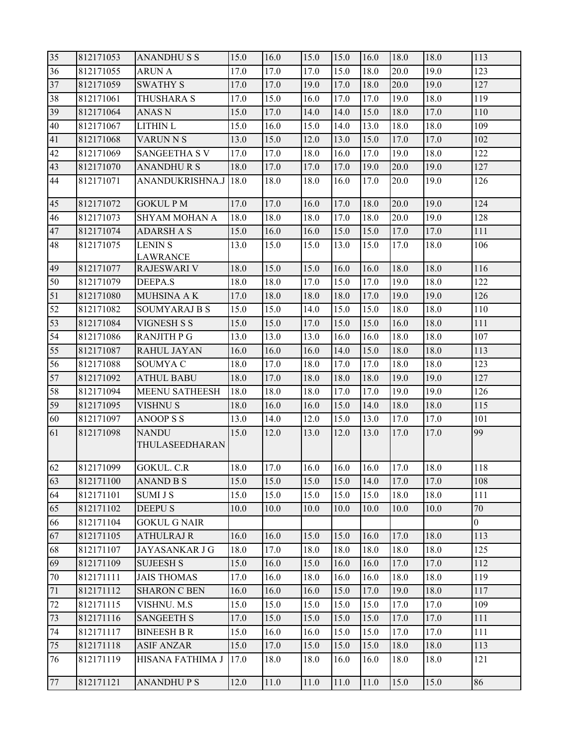| | | | | | | | | | | |
|---|---|---|---|---|---|---|---|---|---|---|
| 35 | 812171053 | ANANDHU S S | 15.0 | 16.0 | 15.0 | 15.0 | 16.0 | 18.0 | 18.0 | 113 |
| 36 | 812171055 | ARUN A | 17.0 | 17.0 | 17.0 | 15.0 | 18.0 | 20.0 | 19.0 | 123 |
| 37 | 812171059 | SWATHY S | 17.0 | 17.0 | 19.0 | 17.0 | 18.0 | 20.0 | 19.0 | 127 |
| 38 | 812171061 | THUSHARA S | 17.0 | 15.0 | 16.0 | 17.0 | 17.0 | 19.0 | 18.0 | 119 |
| 39 | 812171064 | ANAS N | 15.0 | 17.0 | 14.0 | 14.0 | 15.0 | 18.0 | 17.0 | 110 |
| 40 | 812171067 | LITHIN L | 15.0 | 16.0 | 15.0 | 14.0 | 13.0 | 18.0 | 18.0 | 109 |
| 41 | 812171068 | VARUN N S | 13.0 | 15.0 | 12.0 | 13.0 | 15.0 | 17.0 | 17.0 | 102 |
| 42 | 812171069 | SANGEETHA S V | 17.0 | 17.0 | 18.0 | 16.0 | 17.0 | 19.0 | 18.0 | 122 |
| 43 | 812171070 | ANANDHU R S | 18.0 | 17.0 | 17.0 | 17.0 | 19.0 | 20.0 | 19.0 | 127 |
| 44 | 812171071 | ANANDUKRISHNA.J | 18.0 | 18.0 | 18.0 | 16.0 | 17.0 | 20.0 | 19.0 | 126 |
| 45 | 812171072 | GOKUL P M | 17.0 | 17.0 | 16.0 | 17.0 | 18.0 | 20.0 | 19.0 | 124 |
| 46 | 812171073 | SHYAM MOHAN A | 18.0 | 18.0 | 18.0 | 17.0 | 18.0 | 20.0 | 19.0 | 128 |
| 47 | 812171074 | ADARSH A S | 15.0 | 16.0 | 16.0 | 15.0 | 15.0 | 17.0 | 17.0 | 111 |
| 48 | 812171075 | LENIN S LAWRANCE | 13.0 | 15.0 | 15.0 | 13.0 | 15.0 | 17.0 | 18.0 | 106 |
| 49 | 812171077 | RAJESWARI V | 18.0 | 15.0 | 15.0 | 16.0 | 16.0 | 18.0 | 18.0 | 116 |
| 50 | 812171079 | DEEPA.S | 18.0 | 18.0 | 17.0 | 15.0 | 17.0 | 19.0 | 18.0 | 122 |
| 51 | 812171080 | MUHSINA A K | 17.0 | 18.0 | 18.0 | 18.0 | 17.0 | 19.0 | 19.0 | 126 |
| 52 | 812171082 | SOUMYARAJ B S | 15.0 | 15.0 | 14.0 | 15.0 | 15.0 | 18.0 | 18.0 | 110 |
| 53 | 812171084 | VIGNESH S S | 15.0 | 15.0 | 17.0 | 15.0 | 15.0 | 16.0 | 18.0 | 111 |
| 54 | 812171086 | RANJITH P G | 13.0 | 13.0 | 13.0 | 16.0 | 16.0 | 18.0 | 18.0 | 107 |
| 55 | 812171087 | RAHUL JAYAN | 16.0 | 16.0 | 16.0 | 14.0 | 15.0 | 18.0 | 18.0 | 113 |
| 56 | 812171088 | SOUMYA C | 18.0 | 17.0 | 18.0 | 17.0 | 17.0 | 18.0 | 18.0 | 123 |
| 57 | 812171092 | ATHUL BABU | 18.0 | 17.0 | 18.0 | 18.0 | 18.0 | 19.0 | 19.0 | 127 |
| 58 | 812171094 | MEENU SATHEESH | 18.0 | 18.0 | 18.0 | 17.0 | 17.0 | 19.0 | 19.0 | 126 |
| 59 | 812171095 | VISHNU S | 18.0 | 16.0 | 16.0 | 15.0 | 14.0 | 18.0 | 18.0 | 115 |
| 60 | 812171097 | ANOOP S S | 13.0 | 14.0 | 12.0 | 15.0 | 13.0 | 17.0 | 17.0 | 101 |
| 61 | 812171098 | NANDU THULASEEDHARAN | 15.0 | 12.0 | 13.0 | 12.0 | 13.0 | 17.0 | 17.0 | 99 |
| 62 | 812171099 | GOKUL. C.R | 18.0 | 17.0 | 16.0 | 16.0 | 16.0 | 17.0 | 18.0 | 118 |
| 63 | 812171100 | ANAND B S | 15.0 | 15.0 | 15.0 | 15.0 | 14.0 | 17.0 | 17.0 | 108 |
| 64 | 812171101 | SUMI J S | 15.0 | 15.0 | 15.0 | 15.0 | 15.0 | 18.0 | 18.0 | 111 |
| 65 | 812171102 | DEEPU S | 10.0 | 10.0 | 10.0 | 10.0 | 10.0 | 10.0 | 10.0 | 70 |
| 66 | 812171104 | GOKUL G NAIR | | | | | | | | 0 |
| 67 | 812171105 | ATHULRAJ R | 16.0 | 16.0 | 15.0 | 15.0 | 16.0 | 17.0 | 18.0 | 113 |
| 68 | 812171107 | JAYASANKAR J G | 18.0 | 17.0 | 18.0 | 18.0 | 18.0 | 18.0 | 18.0 | 125 |
| 69 | 812171109 | SUJEESH S | 15.0 | 16.0 | 15.0 | 16.0 | 16.0 | 17.0 | 17.0 | 112 |
| 70 | 812171111 | JAIS THOMAS | 17.0 | 16.0 | 18.0 | 16.0 | 16.0 | 18.0 | 18.0 | 119 |
| 71 | 812171112 | SHARON C BEN | 16.0 | 16.0 | 16.0 | 15.0 | 17.0 | 19.0 | 18.0 | 117 |
| 72 | 812171115 | VISHNU. M.S | 15.0 | 15.0 | 15.0 | 15.0 | 15.0 | 17.0 | 17.0 | 109 |
| 73 | 812171116 | SANGEETH S | 17.0 | 15.0 | 15.0 | 15.0 | 15.0 | 17.0 | 17.0 | 111 |
| 74 | 812171117 | BINEESH B R | 15.0 | 16.0 | 16.0 | 15.0 | 15.0 | 17.0 | 17.0 | 111 |
| 75 | 812171118 | ASIF ANZAR | 15.0 | 17.0 | 15.0 | 15.0 | 15.0 | 18.0 | 18.0 | 113 |
| 76 | 812171119 | HISANA FATHIMA J | 17.0 | 18.0 | 18.0 | 16.0 | 16.0 | 18.0 | 18.0 | 121 |
| 77 | 812171121 | ANANDHU P S | 12.0 | 11.0 | 11.0 | 11.0 | 11.0 | 15.0 | 15.0 | 86 |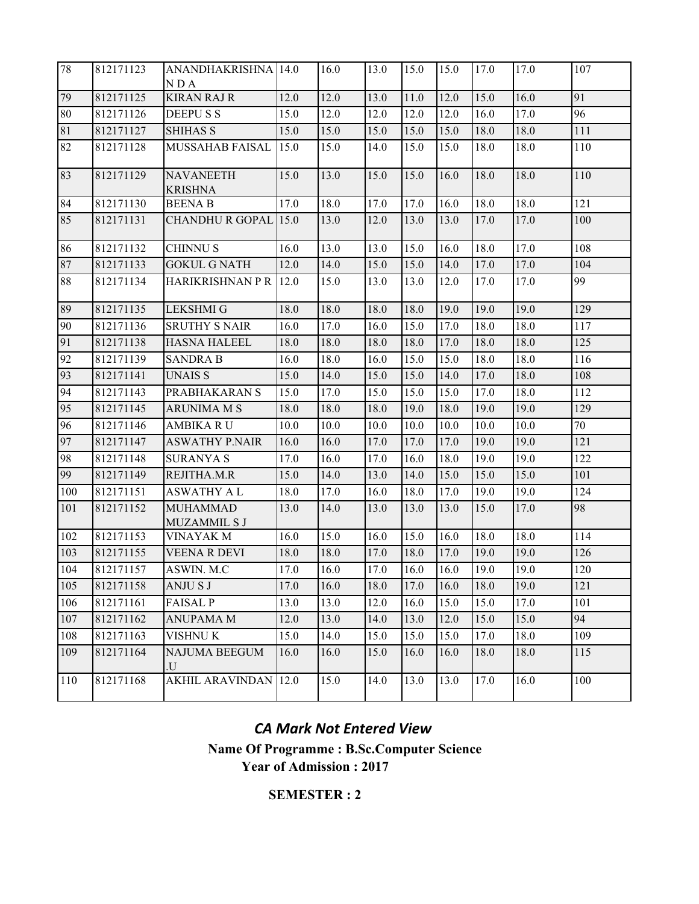| 78 | 812171123 | ANANDHAKRISHNA N D A | 14.0 | 16.0 | 13.0 | 15.0 | 15.0 | 17.0 | 17.0 | 107 |
|---|---|---|---|---|---|---|---|---|---|---|
| 79 | 812171125 | KIRAN RAJ R | 12.0 | 12.0 | 13.0 | 11.0 | 12.0 | 15.0 | 16.0 | 91 |
| 80 | 812171126 | DEEPU S S | 15.0 | 12.0 | 12.0 | 12.0 | 12.0 | 16.0 | 17.0 | 96 |
| 81 | 812171127 | SHIHAS S | 15.0 | 15.0 | 15.0 | 15.0 | 15.0 | 18.0 | 18.0 | 111 |
| 82 | 812171128 | MUSSAHAB FAISAL | 15.0 | 15.0 | 14.0 | 15.0 | 15.0 | 18.0 | 18.0 | 110 |
| 83 | 812171129 | NAVANEETH KRISHNA | 15.0 | 13.0 | 15.0 | 15.0 | 16.0 | 18.0 | 18.0 | 110 |
| 84 | 812171130 | BEENA B | 17.0 | 18.0 | 17.0 | 17.0 | 16.0 | 18.0 | 18.0 | 121 |
| 85 | 812171131 | CHANDHU R GOPAL | 15.0 | 13.0 | 12.0 | 13.0 | 13.0 | 17.0 | 17.0 | 100 |
| 86 | 812171132 | CHINNU S | 16.0 | 13.0 | 13.0 | 15.0 | 16.0 | 18.0 | 17.0 | 108 |
| 87 | 812171133 | GOKUL G NATH | 12.0 | 14.0 | 15.0 | 15.0 | 14.0 | 17.0 | 17.0 | 104 |
| 88 | 812171134 | HARIKRISHNAN P R | 12.0 | 15.0 | 13.0 | 13.0 | 12.0 | 17.0 | 17.0 | 99 |
| 89 | 812171135 | LEKSHMI G | 18.0 | 18.0 | 18.0 | 18.0 | 19.0 | 19.0 | 19.0 | 129 |
| 90 | 812171136 | SRUTHY S NAIR | 16.0 | 17.0 | 16.0 | 15.0 | 17.0 | 18.0 | 18.0 | 117 |
| 91 | 812171138 | HASNA HALEEL | 18.0 | 18.0 | 18.0 | 18.0 | 17.0 | 18.0 | 18.0 | 125 |
| 92 | 812171139 | SANDRA B | 16.0 | 18.0 | 16.0 | 15.0 | 15.0 | 18.0 | 18.0 | 116 |
| 93 | 812171141 | UNAIS S | 15.0 | 14.0 | 15.0 | 15.0 | 14.0 | 17.0 | 18.0 | 108 |
| 94 | 812171143 | PRABHAKARAN S | 15.0 | 17.0 | 15.0 | 15.0 | 15.0 | 17.0 | 18.0 | 112 |
| 95 | 812171145 | ARUNIMA M S | 18.0 | 18.0 | 18.0 | 19.0 | 18.0 | 19.0 | 19.0 | 129 |
| 96 | 812171146 | AMBIKA R U | 10.0 | 10.0 | 10.0 | 10.0 | 10.0 | 10.0 | 10.0 | 70 |
| 97 | 812171147 | ASWATHY P.NAIR | 16.0 | 16.0 | 17.0 | 17.0 | 17.0 | 19.0 | 19.0 | 121 |
| 98 | 812171148 | SURANYA S | 17.0 | 16.0 | 17.0 | 16.0 | 18.0 | 19.0 | 19.0 | 122 |
| 99 | 812171149 | REJITHA.M.R | 15.0 | 14.0 | 13.0 | 14.0 | 15.0 | 15.0 | 15.0 | 101 |
| 100 | 812171151 | ASWATHY A L | 18.0 | 17.0 | 16.0 | 18.0 | 17.0 | 19.0 | 19.0 | 124 |
| 101 | 812171152 | MUHAMMAD MUZAMMIL S J | 13.0 | 14.0 | 13.0 | 13.0 | 13.0 | 15.0 | 17.0 | 98 |
| 102 | 812171153 | VINAYAK M | 16.0 | 15.0 | 16.0 | 15.0 | 16.0 | 18.0 | 18.0 | 114 |
| 103 | 812171155 | VEENA R DEVI | 18.0 | 18.0 | 17.0 | 18.0 | 17.0 | 19.0 | 19.0 | 126 |
| 104 | 812171157 | ASWIN. M.C | 17.0 | 16.0 | 17.0 | 16.0 | 16.0 | 19.0 | 19.0 | 120 |
| 105 | 812171158 | ANJU S J | 17.0 | 16.0 | 18.0 | 17.0 | 16.0 | 18.0 | 19.0 | 121 |
| 106 | 812171161 | FAISAL P | 13.0 | 13.0 | 12.0 | 16.0 | 15.0 | 15.0 | 17.0 | 101 |
| 107 | 812171162 | ANUPAMA M | 12.0 | 13.0 | 14.0 | 13.0 | 12.0 | 15.0 | 15.0 | 94 |
| 108 | 812171163 | VISHNU K | 15.0 | 14.0 | 15.0 | 15.0 | 15.0 | 17.0 | 18.0 | 109 |
| 109 | 812171164 | NAJUMA BEEGUM .U | 16.0 | 16.0 | 15.0 | 16.0 | 16.0 | 18.0 | 18.0 | 115 |
| 110 | 812171168 | AKHIL ARAVINDAN | 12.0 | 15.0 | 14.0 | 13.0 | 13.0 | 17.0 | 16.0 | 100 |

## *CA Mark Not Entered View*

**Name Of Programme : B.Sc.Computer Science**

**Year of Admission : 2017**

**SEMESTER : 2**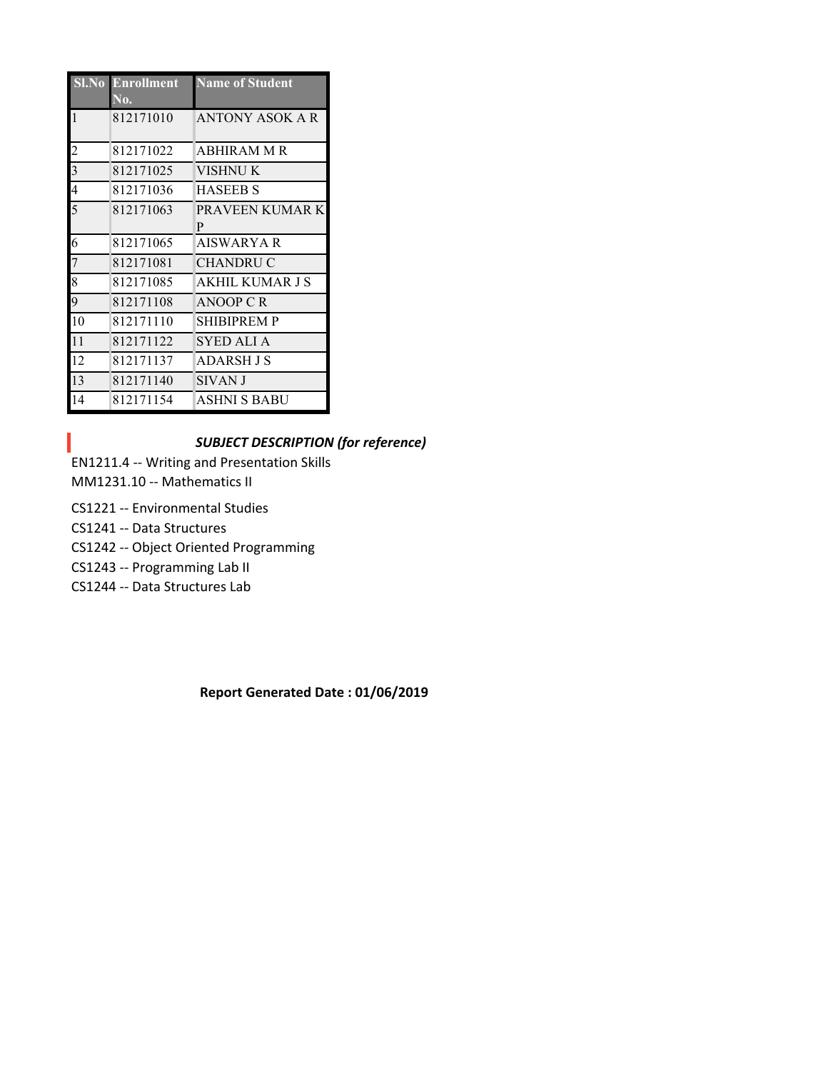| Sl.No | Enrollment No. | Name of Student |
|---|---|---|
| 1 | 812171010 | ANTONY ASOK A R |
| 2 | 812171022 | ABHIRAM M R |
| 3 | 812171025 | VISHNU K |
| 4 | 812171036 | HASEEB S |
| 5 | 812171063 | PRAVEEN KUMAR K P |
| 6 | 812171065 | AISWARYA R |
| 7 | 812171081 | CHANDRU C |
| 8 | 812171085 | AKHIL KUMAR J S |
| 9 | 812171108 | ANOOP C R |
| 10 | 812171110 | SHIBIPREM P |
| 11 | 812171122 | SYED ALI A |
| 12 | 812171137 | ADARSH J S |
| 13 | 812171140 | SIVAN J |
| 14 | 812171154 | ASHNI S BABU |

***SUBJECT DESCRIPTION (for reference)***

EN1211.4 -- Writing and Presentation Skills
MM1231.10 -- Mathematics II

CS1221 -- Environmental Studies
CS1241 -- Data Structures
CS1242 -- Object Oriented Programming
CS1243 -- Programming Lab II
CS1244 -- Data Structures Lab

**Report Generated Date : 01/06/2019**